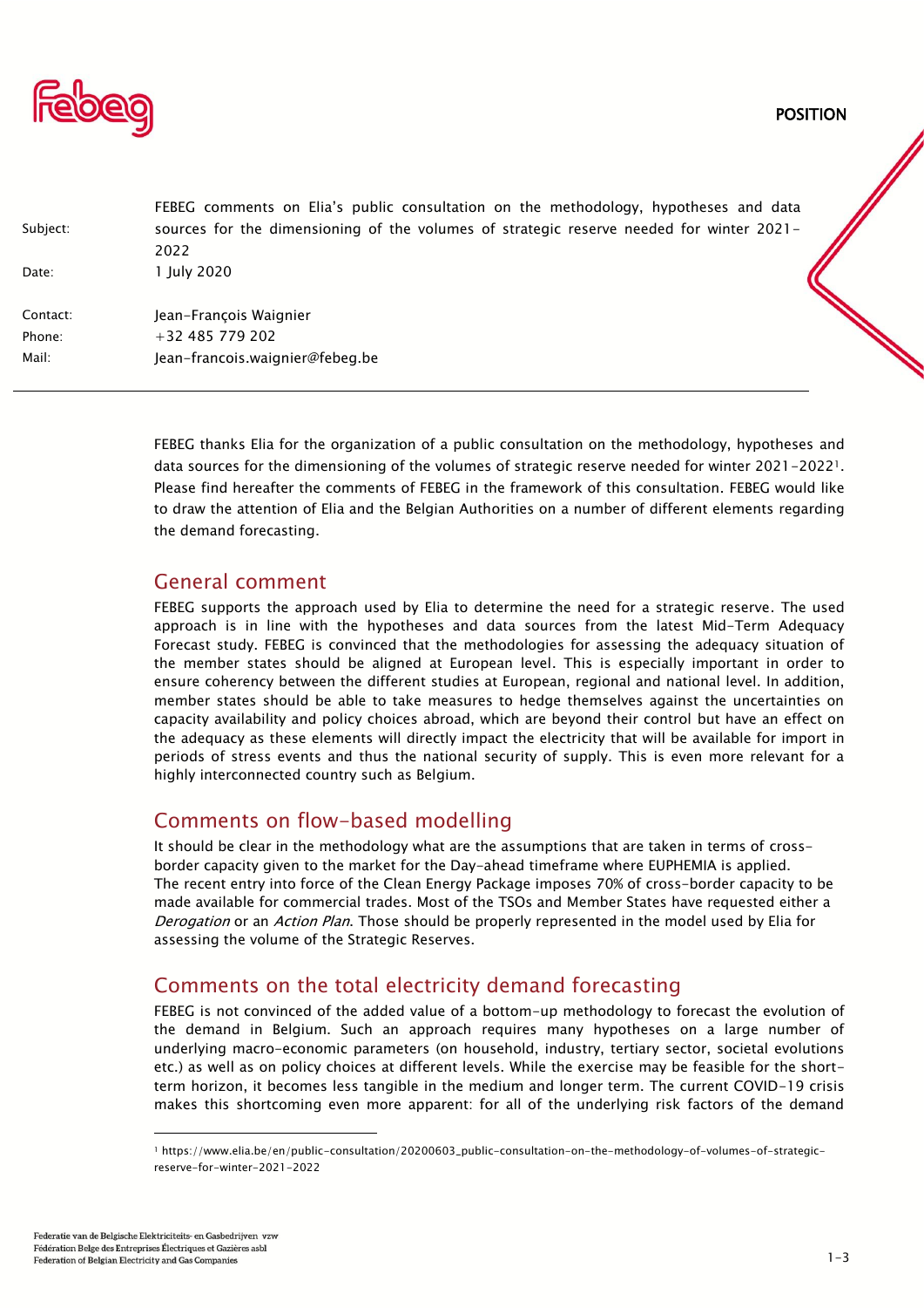POSITION

| | |
|---|---|
| Subject: | FEBEG comments on Elia's public consultation on the methodology, hypotheses and data sources for the dimensioning of the volumes of strategic reserve needed for winter 2021-2022 |
| Date: | 1 July 2020 |
| Contact: | Jean-François Waignier |
| Phone: | +32 485 779 202 |
| Mail: | Jean-francois.waignier@febeg.be |

FEBEG thanks Elia for the organization of a public consultation on the methodology, hypotheses and data sources for the dimensioning of the volumes of strategic reserve needed for winter 2021-2022[1]. Please find hereafter the comments of FEBEG in the framework of this consultation. FEBEG would like to draw the attention of Elia and the Belgian Authorities on a number of different elements regarding the demand forecasting.

## General comment

FEBEG supports the approach used by Elia to determine the need for a strategic reserve. The used approach is in line with the hypotheses and data sources from the latest Mid-Term Adequacy Forecast study. FEBEG is convinced that the methodologies for assessing the adequacy situation of the member states should be aligned at European level. This is especially important in order to ensure coherency between the different studies at European, regional and national level. In addition, member states should be able to take measures to hedge themselves against the uncertainties on capacity availability and policy choices abroad, which are beyond their control but have an effect on the adequacy as these elements will directly impact the electricity that will be available for import in periods of stress events and thus the national security of supply. This is even more relevant for a highly interconnected country such as Belgium.

## Comments on flow-based modelling

It should be clear in the methodology what are the assumptions that are taken in terms of cross-border capacity given to the market for the Day-ahead timeframe where EUPHEMIA is applied. The recent entry into force of the Clean Energy Package imposes 70% of cross-border capacity to be made available for commercial trades. Most of the TSOs and Member States have requested either a *Derogation* or an *Action Plan*. Those should be properly represented in the model used by Elia for assessing the volume of the Strategic Reserves.

## Comments on the total electricity demand forecasting

FEBEG is not convinced of the added value of a bottom-up methodology to forecast the evolution of the demand in Belgium. Such an approach requires many hypotheses on a large number of underlying macro-economic parameters (on household, industry, tertiary sector, societal evolutions etc.) as well as on policy choices at different levels. While the exercise may be feasible for the short-term horizon, it becomes less tangible in the medium and longer term. The current COVID-19 crisis makes this shortcoming even more apparent: for all of the underlying risk factors of the demand

[1] https://www.elia.be/en/public-consultation/20200603_public-consultation-on-the-methodology-of-volumes-of-strategic-reserve-for-winter-2021-2022

Federatie van de Belgische Elektriciteits- en Gasbedrijven vzw
Fédération Belge des Entreprises Électriques et Gazières asbl
Federation of Belgian Electricity and Gas Companies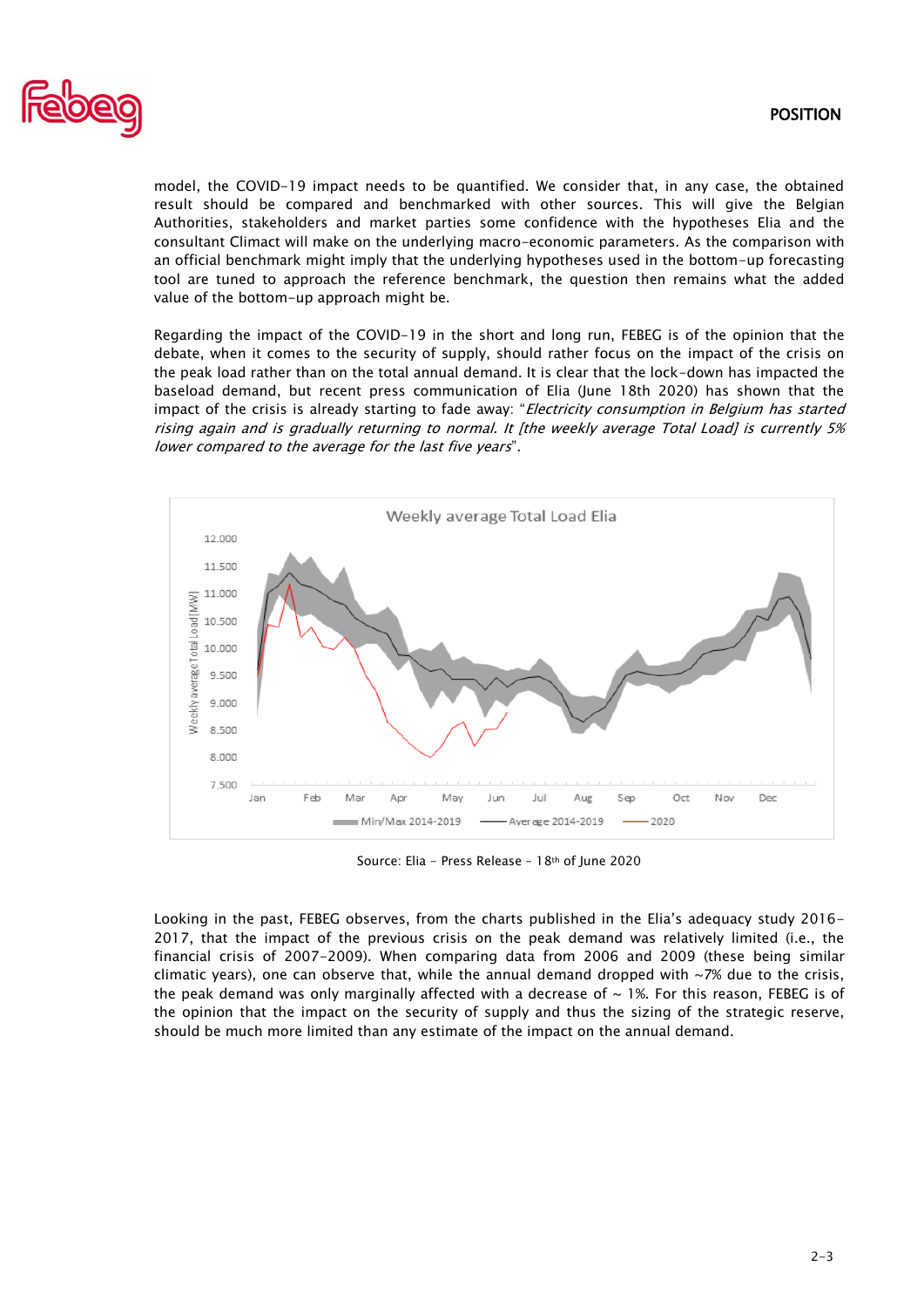model, the COVID-19 impact needs to be quantified. We consider that, in any case, the obtained result should be compared and benchmarked with other sources. This will give the Belgian Authorities, stakeholders and market parties some confidence with the hypotheses Elia and the consultant Climact will make on the underlying macro-economic parameters. As the comparison with an official benchmark might imply that the underlying hypotheses used in the bottom-up forecasting tool are tuned to approach the reference benchmark, the question then remains what the added value of the bottom-up approach might be.

Regarding the impact of the COVID-19 in the short and long run, FEBEG is of the opinion that the debate, when it comes to the security of supply, should rather focus on the impact of the crisis on the peak load rather than on the total annual demand. It is clear that the lock-down has impacted the baseload demand, but recent press communication of Elia (June 18th 2020) has shown that the impact of the crisis is already starting to fade away: "*Electricity consumption in Belgium has started rising again and is gradually returning to normal. It [the weekly average Total Load] is currently 5% lower compared to the average for the last five years*".

Weekly average Total Load Elia

Source: Elia - Press Release - 18th of June 2020

Looking in the past, FEBEG observes, from the charts published in the Elia's adequacy study 2016-2017, that the impact of the previous crisis on the peak demand was relatively limited (i.e., the financial crisis of 2007-2009). When comparing data from 2006 and 2009 (these being similar climatic years), one can observe that, while the annual demand dropped with ~7% due to the crisis, the peak demand was only marginally affected with a decrease of ~ 1%. For this reason, FEBEG is of the opinion that the impact on the security of supply and thus the sizing of the strategic reserve, should be much more limited than any estimate of the impact on the annual demand.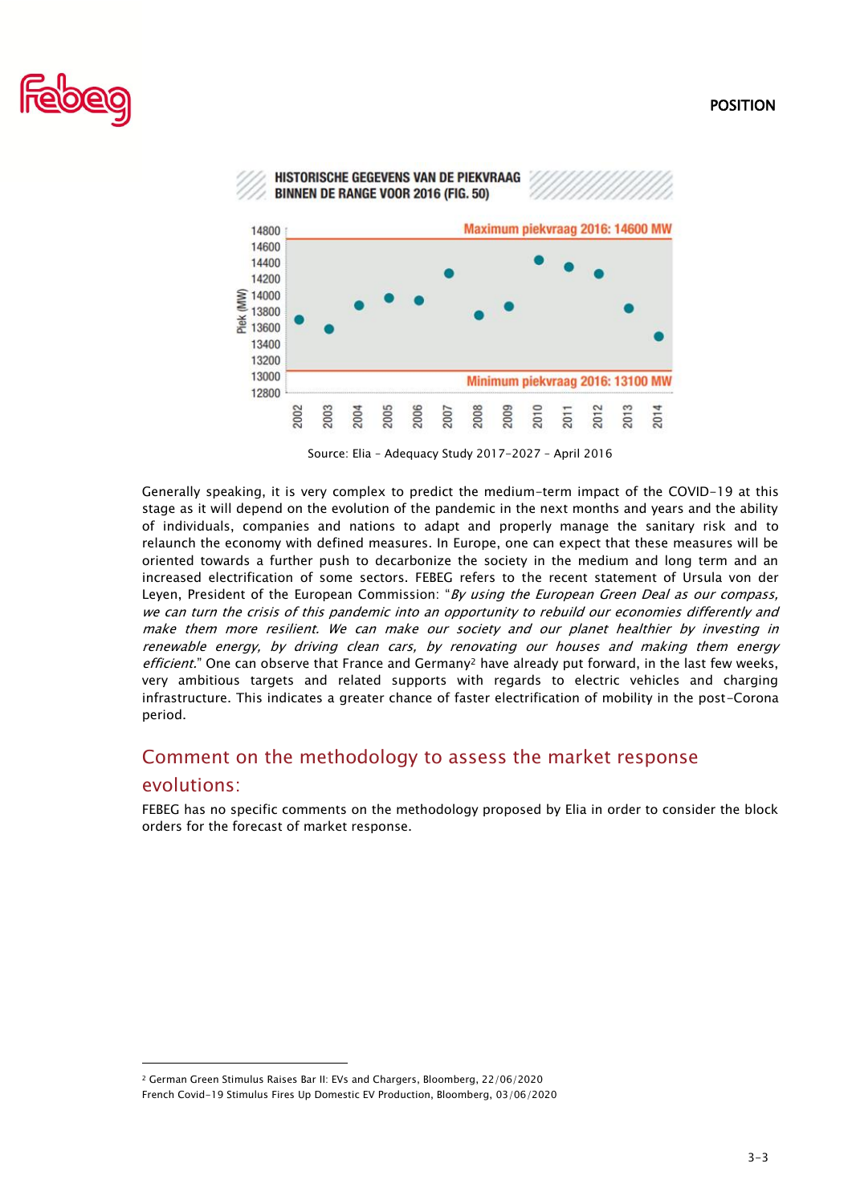HISTORISCHE GEGEVENS VAN DE PIEKVRAAG BINNEN DE RANGE VOOR 2016 (FIG. 50)

Maximum piekvraag 2016: 14600 MW

Minimum piekvraag 2016: 13100 MW

Piek (MW)

14800
14600
14400
14200
14000
13800
13600
13400
13200
13000
12800

2002 2003 2004 2005 2006 2007 2008 2009 2010 2011 2012 2013 2014

Source: Elia – Adequacy Study 2017-2027 – April 2016

Generally speaking, it is very complex to predict the medium-term impact of the COVID-19 at this stage as it will depend on the evolution of the pandemic in the next months and years and the ability of individuals, companies and nations to adapt and properly manage the sanitary risk and to relaunch the economy with defined measures. In Europe, one can expect that these measures will be oriented towards a further push to decarbonize the society in the medium and long term and an increased electrification of some sectors. FEBEG refers to the recent statement of Ursula von der Leyen, President of the European Commission: "*By using the European Green Deal as our compass, we can turn the crisis of this pandemic into an opportunity to rebuild our economies differently and make them more resilient. We can make our society and our planet healthier by investing in renewable energy, by driving clean cars, by renovating our houses and making them energy efficient.*" One can observe that France and Germany[2] have already put forward, in the last few weeks, very ambitious targets and related supports with regards to electric vehicles and charging infrastructure. This indicates a greater chance of faster electrification of mobility in the post-Corona period.

## Comment on the methodology to assess the market response evolutions:

FEBEG has no specific comments on the methodology proposed by Elia in order to consider the block orders for the forecast of market response.

[2] German Green Stimulus Raises Bar II: EVs and Chargers, Bloomberg, 22/06/2020
French Covid-19 Stimulus Fires Up Domestic EV Production, Bloomberg, 03/06/2020